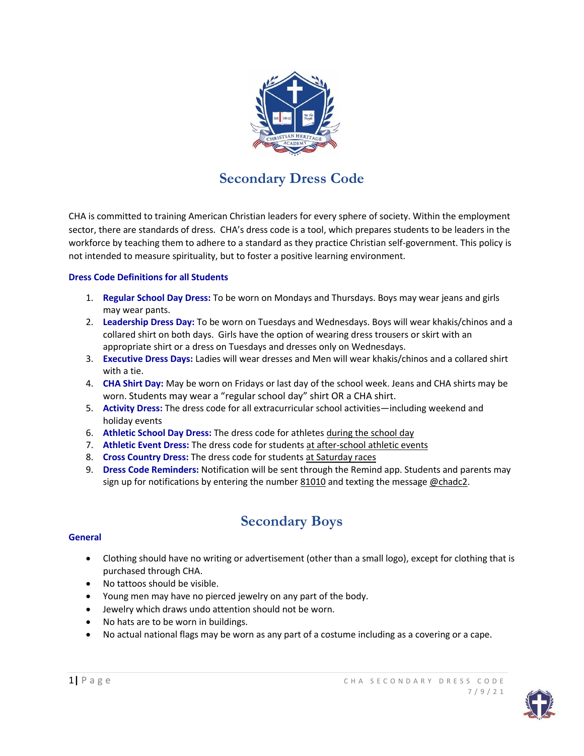# Secondary Dress Code

CHA is committed to training American Christian leaders for every sphere of society. Within the employment sector, there are standards of dress. CHA's dress code is a tool, which prepares students to be leaders in the workforce by teaching them to adhere to a standard as they practice Christian self-government. This policy is not intended to measure spirituality, but to foster a positive learning environment.

### Dress Code Definitions for all Students

1. **Regular School Day Dress:** To be worn on Mondays and Thursdays. Boys may wear jeans and girls may wear pants.
2. **Leadership Dress Day:** To be worn on Tuesdays and Wednesdays. Boys will wear khakis/chinos and a collared shirt on both days. Girls have the option of wearing dress trousers or skirt with an appropriate shirt or a dress on Tuesdays and dresses only on Wednesdays.
3. **Executive Dress Days:** Ladies will wear dresses and Men will wear khakis/chinos and a collared shirt with a tie.
4. **CHA Shirt Day:** May be worn on Fridays or last day of the school week. Jeans and CHA shirts may be worn. Students may wear a "regular school day" shirt OR a CHA shirt.
5. **Activity Dress:** The dress code for all extracurricular school activities—including weekend and holiday events
6. **Athletic School Day Dress:** The dress code for athletes during the school day
7. **Athletic Event Dress:** The dress code for students at after-school athletic events
8. **Cross Country Dress:** The dress code for students at Saturday races
9. **Dress Code Reminders:** Notification will be sent through the Remind app. Students and parents may sign up for notifications by entering the number 81010 and texting the message @chadc2.

## Secondary Boys

### General

- Clothing should have no writing or advertisement (other than a small logo), except for clothing that is purchased through CHA.
- No tattoos should be visible.
- Young men may have no pierced jewelry on any part of the body.
- Jewelry which draws undo attention should not be worn.
- No hats are to be worn in buildings.
- No actual national flags may be worn as any part of a costume including as a covering or a cape.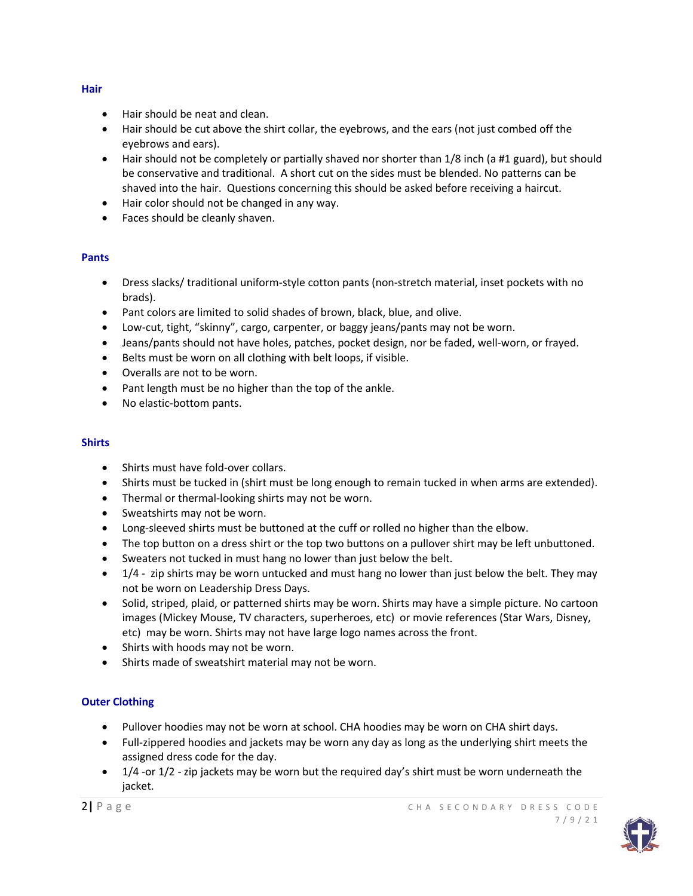### Hair

- Hair should be neat and clean.
- Hair should be cut above the shirt collar, the eyebrows, and the ears (not just combed off the eyebrows and ears).
- Hair should not be completely or partially shaved nor shorter than 1/8 inch (a #1 guard), but should be conservative and traditional. A short cut on the sides must be blended. No patterns can be shaved into the hair. Questions concerning this should be asked before receiving a haircut.
- Hair color should not be changed in any way.
- Faces should be cleanly shaven.

### Pants

- Dress slacks/ traditional uniform-style cotton pants (non-stretch material, inset pockets with no brads).
- Pant colors are limited to solid shades of brown, black, blue, and olive.
- Low-cut, tight, "skinny", cargo, carpenter, or baggy jeans/pants may not be worn.
- Jeans/pants should not have holes, patches, pocket design, nor be faded, well-worn, or frayed.
- Belts must be worn on all clothing with belt loops, if visible.
- Overalls are not to be worn.
- Pant length must be no higher than the top of the ankle.
- No elastic-bottom pants.

### Shirts

- Shirts must have fold-over collars.
- Shirts must be tucked in (shirt must be long enough to remain tucked in when arms are extended).
- Thermal or thermal-looking shirts may not be worn.
- Sweatshirts may not be worn.
- Long-sleeved shirts must be buttoned at the cuff or rolled no higher than the elbow.
- The top button on a dress shirt or the top two buttons on a pullover shirt may be left unbuttoned.
- Sweaters not tucked in must hang no lower than just below the belt.
- 1/4 - zip shirts may be worn untucked and must hang no lower than just below the belt. They may not be worn on Leadership Dress Days.
- Solid, striped, plaid, or patterned shirts may be worn. Shirts may have a simple picture. No cartoon images (Mickey Mouse, TV characters, superheroes, etc) or movie references (Star Wars, Disney, etc) may be worn. Shirts may not have large logo names across the front.
- Shirts with hoods may not be worn.
- Shirts made of sweatshirt material may not be worn.

### Outer Clothing

- Pullover hoodies may not be worn at school. CHA hoodies may be worn on CHA shirt days.
- Full-zippered hoodies and jackets may be worn any day as long as the underlying shirt meets the assigned dress code for the day.
- 1/4 -or 1/2 - zip jackets may be worn but the required day's shirt must be worn underneath the jacket.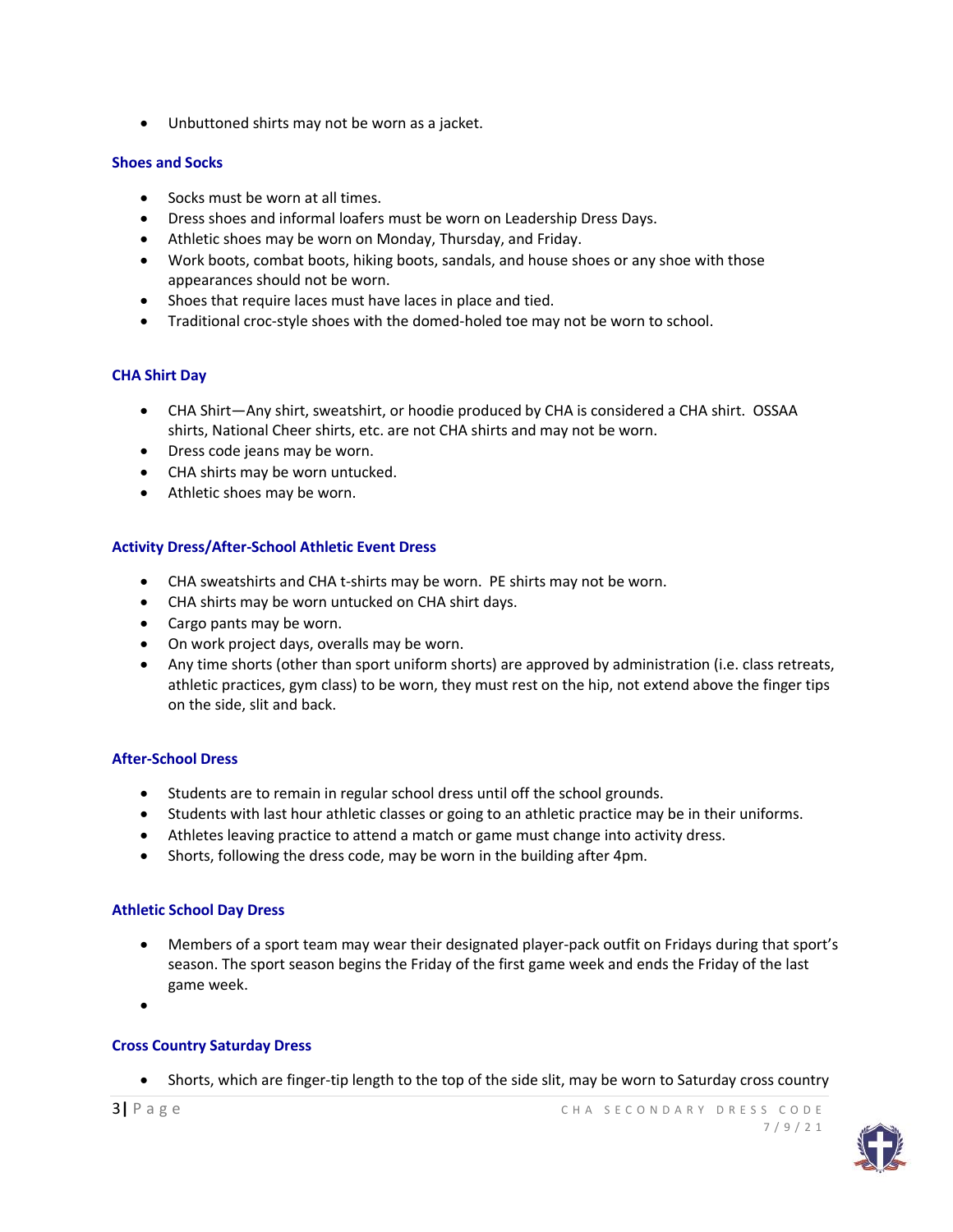- Unbuttoned shirts may not be worn as a jacket.

### Shoes and Socks

- Socks must be worn at all times.
- Dress shoes and informal loafers must be worn on Leadership Dress Days.
- Athletic shoes may be worn on Monday, Thursday, and Friday.
- Work boots, combat boots, hiking boots, sandals, and house shoes or any shoe with those appearances should not be worn.
- Shoes that require laces must have laces in place and tied.
- Traditional croc-style shoes with the domed-holed toe may not be worn to school.

### CHA Shirt Day

- CHA Shirt—Any shirt, sweatshirt, or hoodie produced by CHA is considered a CHA shirt. OSSAA shirts, National Cheer shirts, etc. are not CHA shirts and may not be worn.
- Dress code jeans may be worn.
- CHA shirts may be worn untucked.
- Athletic shoes may be worn.

### Activity Dress/After-School Athletic Event Dress

- CHA sweatshirts and CHA t-shirts may be worn. PE shirts may not be worn.
- CHA shirts may be worn untucked on CHA shirt days.
- Cargo pants may be worn.
- On work project days, overalls may be worn.
- Any time shorts (other than sport uniform shorts) are approved by administration (i.e. class retreats, athletic practices, gym class) to be worn, they must rest on the hip, not extend above the finger tips on the side, slit and back.

### After-School Dress

- Students are to remain in regular school dress until off the school grounds.
- Students with last hour athletic classes or going to an athletic practice may be in their uniforms.
- Athletes leaving practice to attend a match or game must change into activity dress.
- Shorts, following the dress code, may be worn in the building after 4pm.

### Athletic School Day Dress

- Members of a sport team may wear their designated player-pack outfit on Fridays during that sport's season. The sport season begins the Friday of the first game week and ends the Friday of the last game week.
-

### Cross Country Saturday Dress

- Shorts, which are finger-tip length to the top of the side slit, may be worn to Saturday cross country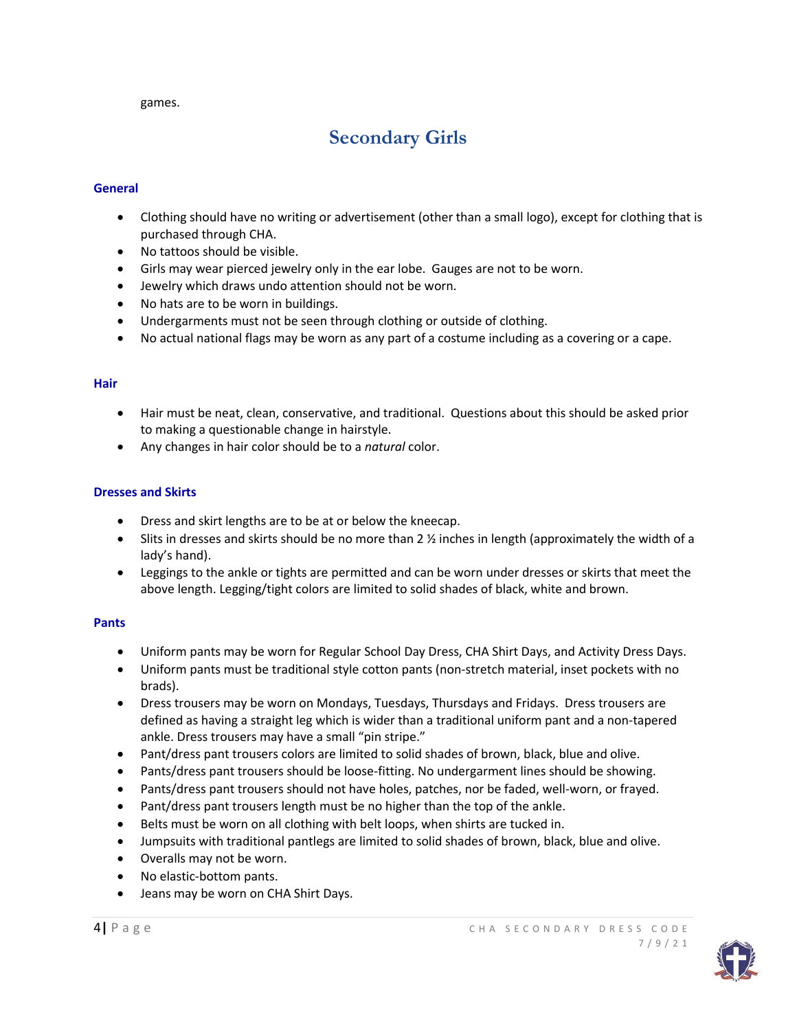games.

## Secondary Girls

### General

- Clothing should have no writing or advertisement (other than a small logo), except for clothing that is purchased through CHA.
- No tattoos should be visible.
- Girls may wear pierced jewelry only in the ear lobe. Gauges are not to be worn.
- Jewelry which draws undo attention should not be worn.
- No hats are to be worn in buildings.
- Undergarments must not be seen through clothing or outside of clothing.
- No actual national flags may be worn as any part of a costume including as a covering or a cape.

### Hair

- Hair must be neat, clean, conservative, and traditional. Questions about this should be asked prior to making a questionable change in hairstyle.
- Any changes in hair color should be to a *natural* color.

### Dresses and Skirts

- Dress and skirt lengths are to be at or below the kneecap.
- Slits in dresses and skirts should be no more than 2 ½ inches in length (approximately the width of a lady's hand).
- Leggings to the ankle or tights are permitted and can be worn under dresses or skirts that meet the above length. Legging/tight colors are limited to solid shades of black, white and brown.

### Pants

- Uniform pants may be worn for Regular School Day Dress, CHA Shirt Days, and Activity Dress Days.
- Uniform pants must be traditional style cotton pants (non-stretch material, inset pockets with no brads).
- Dress trousers may be worn on Mondays, Tuesdays, Thursdays and Fridays. Dress trousers are defined as having a straight leg which is wider than a traditional uniform pant and a non-tapered ankle. Dress trousers may have a small "pin stripe."
- Pant/dress pant trousers colors are limited to solid shades of brown, black, blue and olive.
- Pants/dress pant trousers should be loose-fitting. No undergarment lines should be showing.
- Pants/dress pant trousers should not have holes, patches, nor be faded, well-worn, or frayed.
- Pant/dress pant trousers length must be no higher than the top of the ankle.
- Belts must be worn on all clothing with belt loops, when shirts are tucked in.
- Jumpsuits with traditional pantlegs are limited to solid shades of brown, black, blue and olive.
- Overalls may not be worn.
- No elastic-bottom pants.
- Jeans may be worn on CHA Shirt Days.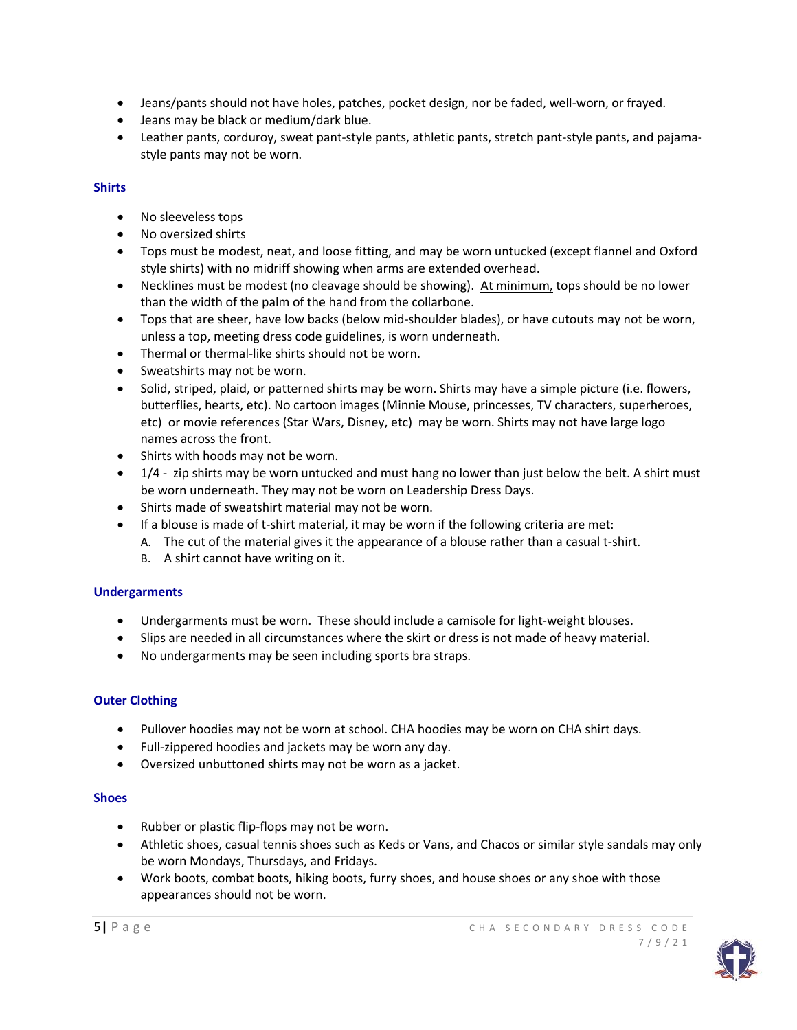- Jeans/pants should not have holes, patches, pocket design, nor be faded, well-worn, or frayed.
- Jeans may be black or medium/dark blue.
- Leather pants, corduroy, sweat pant-style pants, athletic pants, stretch pant-style pants, and pajama-style pants may not be worn.

### Shirts

- No sleeveless tops
- No oversized shirts
- Tops must be modest, neat, and loose fitting, and may be worn untucked (except flannel and Oxford style shirts) with no midriff showing when arms are extended overhead.
- Necklines must be modest (no cleavage should be showing). <u>At minimum,</u> tops should be no lower than the width of the palm of the hand from the collarbone.
- Tops that are sheer, have low backs (below mid-shoulder blades), or have cutouts may not be worn, unless a top, meeting dress code guidelines, is worn underneath.
- Thermal or thermal-like shirts should not be worn.
- Sweatshirts may not be worn.
- Solid, striped, plaid, or patterned shirts may be worn. Shirts may have a simple picture (i.e. flowers, butterflies, hearts, etc). No cartoon images (Minnie Mouse, princesses, TV characters, superheroes, etc) or movie references (Star Wars, Disney, etc) may be worn. Shirts may not have large logo names across the front.
- Shirts with hoods may not be worn.
- 1/4 - zip shirts may be worn untucked and must hang no lower than just below the belt. A shirt must be worn underneath. They may not be worn on Leadership Dress Days.
- Shirts made of sweatshirt material may not be worn.
- If a blouse is made of t-shirt material, it may be worn if the following criteria are met:
  - A. The cut of the material gives it the appearance of a blouse rather than a casual t-shirt.
  - B. A shirt cannot have writing on it.

### Undergarments

- Undergarments must be worn. These should include a camisole for light-weight blouses.
- Slips are needed in all circumstances where the skirt or dress is not made of heavy material.
- No undergarments may be seen including sports bra straps.

### Outer Clothing

- Pullover hoodies may not be worn at school. CHA hoodies may be worn on CHA shirt days.
- Full-zippered hoodies and jackets may be worn any day.
- Oversized unbuttoned shirts may not be worn as a jacket.

### Shoes

- Rubber or plastic flip-flops may not be worn.
- Athletic shoes, casual tennis shoes such as Keds or Vans, and Chacos or similar style sandals may only be worn Mondays, Thursdays, and Fridays.
- Work boots, combat boots, hiking boots, furry shoes, and house shoes or any shoe with those appearances should not be worn.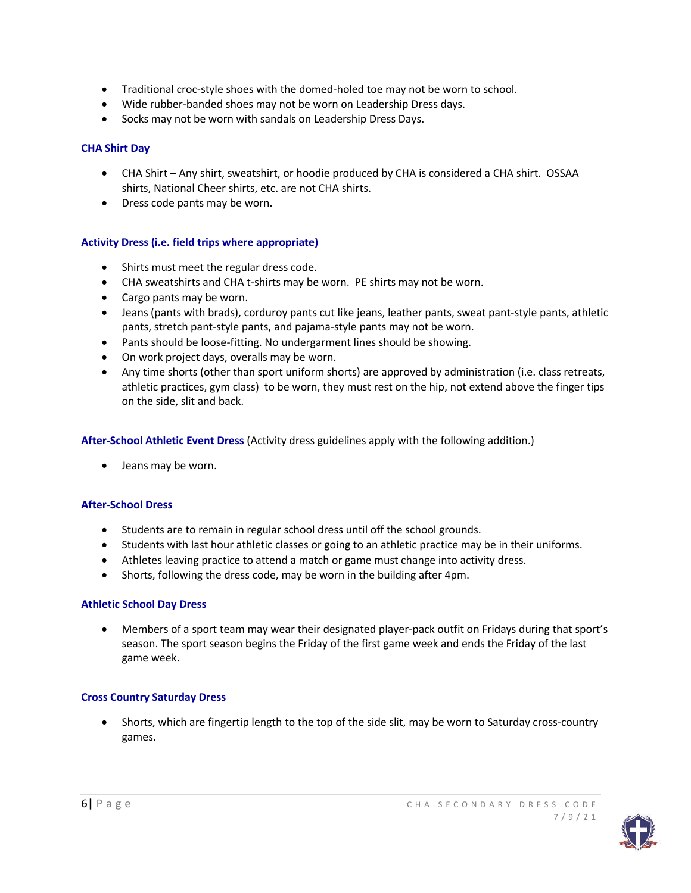- Traditional croc-style shoes with the domed-holed toe may not be worn to school.
- Wide rubber-banded shoes may not be worn on Leadership Dress days.
- Socks may not be worn with sandals on Leadership Dress Days.

### CHA Shirt Day

- CHA Shirt – Any shirt, sweatshirt, or hoodie produced by CHA is considered a CHA shirt. OSSAA shirts, National Cheer shirts, etc. are not CHA shirts.
- Dress code pants may be worn.

### Activity Dress (i.e. field trips where appropriate)

- Shirts must meet the regular dress code.
- CHA sweatshirts and CHA t-shirts may be worn. PE shirts may not be worn.
- Cargo pants may be worn.
- Jeans (pants with brads), corduroy pants cut like jeans, leather pants, sweat pant-style pants, athletic pants, stretch pant-style pants, and pajama-style pants may not be worn.
- Pants should be loose-fitting. No undergarment lines should be showing.
- On work project days, overalls may be worn.
- Any time shorts (other than sport uniform shorts) are approved by administration (i.e. class retreats, athletic practices, gym class) to be worn, they must rest on the hip, not extend above the finger tips on the side, slit and back.

### After-School Athletic Event Dress (Activity dress guidelines apply with the following addition.)

- Jeans may be worn.

### After-School Dress

- Students are to remain in regular school dress until off the school grounds.
- Students with last hour athletic classes or going to an athletic practice may be in their uniforms.
- Athletes leaving practice to attend a match or game must change into activity dress.
- Shorts, following the dress code, may be worn in the building after 4pm.

### Athletic School Day Dress

- Members of a sport team may wear their designated player-pack outfit on Fridays during that sport's season. The sport season begins the Friday of the first game week and ends the Friday of the last game week.

### Cross Country Saturday Dress

- Shorts, which are fingertip length to the top of the side slit, may be worn to Saturday cross-country games.